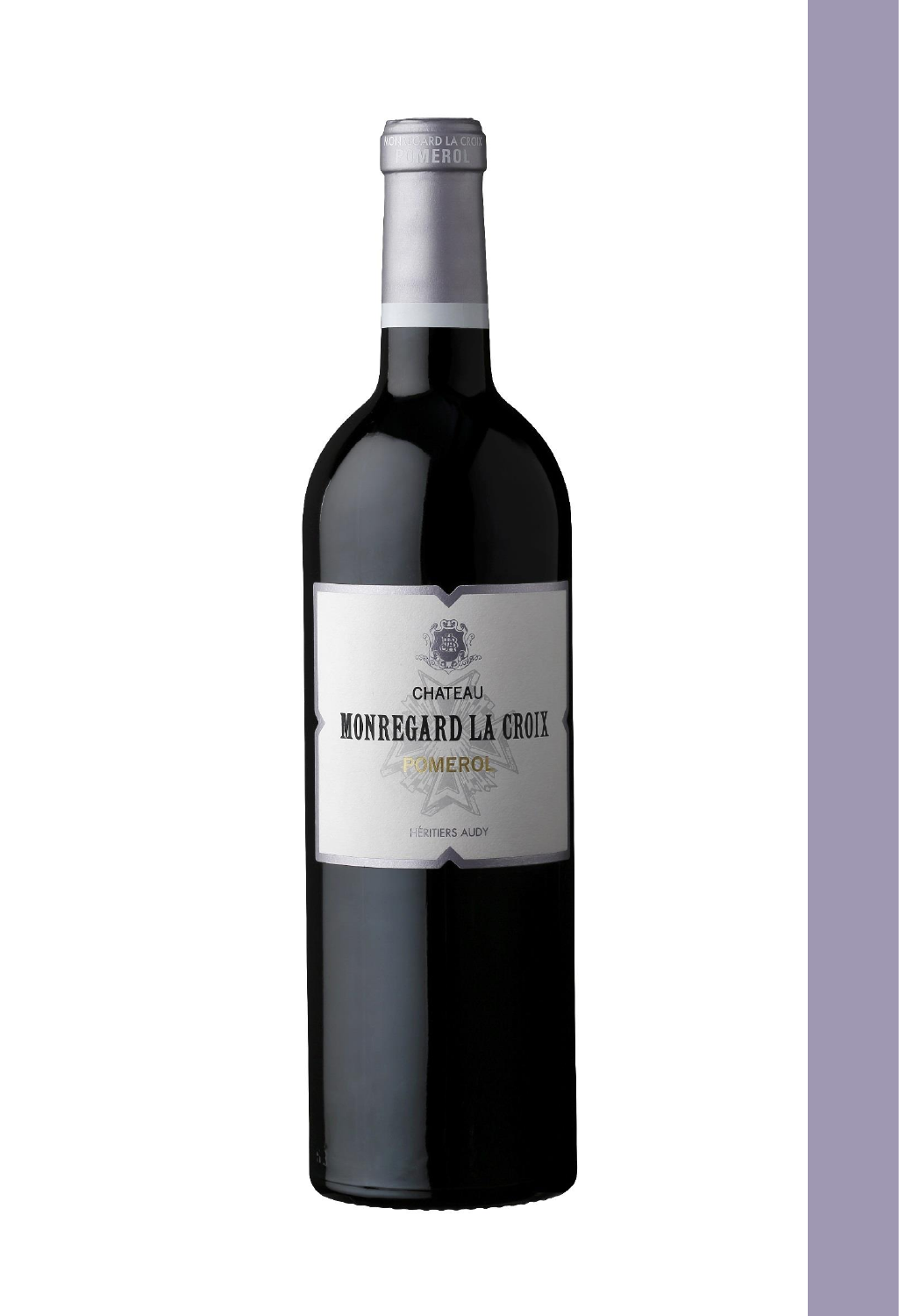CHATEAU

MONREGARD LA CROIX

POMEROL

HÉRITIERS AUDY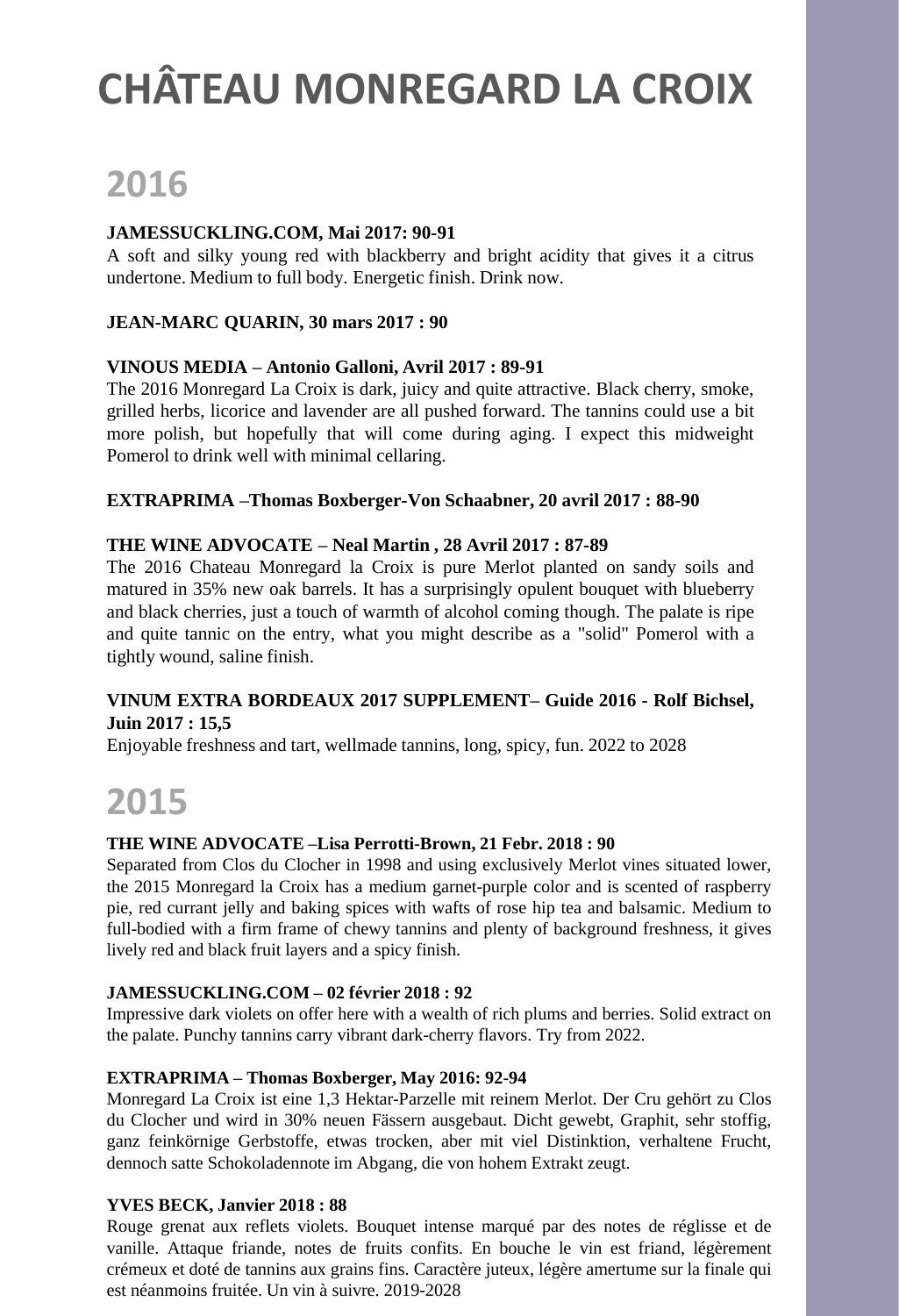# CHÂTEAU MONREGARD LA CROIX

## 2016

**JAMESSUCKLING.COM, Mai 2017: 90-91**

A soft and silky young red with blackberry and bright acidity that gives it a citrus undertone. Medium to full body. Energetic finish. Drink now.

**JEAN-MARC QUARIN, 30 mars 2017 : 90**

**VINOUS MEDIA – Antonio Galloni, Avril 2017 : 89-91**

The 2016 Monregard La Croix is dark, juicy and quite attractive. Black cherry, smoke, grilled herbs, licorice and lavender are all pushed forward. The tannins could use a bit more polish, but hopefully that will come during aging. I expect this midweight Pomerol to drink well with minimal cellaring.

**EXTRAPRIMA –Thomas Boxberger-Von Schaabner, 20 avril 2017 : 88-90**

**THE WINE ADVOCATE – Neal Martin , 28 Avril 2017 : 87-89**

The 2016 Chateau Monregard la Croix is pure Merlot planted on sandy soils and matured in 35% new oak barrels. It has a surprisingly opulent bouquet with blueberry and black cherries, just a touch of warmth of alcohol coming though. The palate is ripe and quite tannic on the entry, what you might describe as a "solid" Pomerol with a tightly wound, saline finish.

**VINUM EXTRA BORDEAUX 2017 SUPPLEMENT– Guide 2016 - Rolf Bichsel, Juin 2017 : 15,5**

Enjoyable freshness and tart, wellmade tannins, long, spicy, fun. 2022 to 2028

## 2015

**THE WINE ADVOCATE –Lisa Perrotti-Brown, 21 Febr. 2018 : 90**

Separated from Clos du Clocher in 1998 and using exclusively Merlot vines situated lower, the 2015 Monregard la Croix has a medium garnet-purple color and is scented of raspberry pie, red currant jelly and baking spices with wafts of rose hip tea and balsamic. Medium to full-bodied with a firm frame of chewy tannins and plenty of background freshness, it gives lively red and black fruit layers and a spicy finish.

**JAMESSUCKLING.COM – 02 février 2018 : 92**

Impressive dark violets on offer here with a wealth of rich plums and berries. Solid extract on the palate. Punchy tannins carry vibrant dark-cherry flavors. Try from 2022.

**EXTRAPRIMA – Thomas Boxberger, May 2016: 92-94**

Monregard La Croix ist eine 1,3 Hektar-Parzelle mit reinem Merlot. Der Cru gehört zu Clos du Clocher und wird in 30% neuen Fässern ausgebaut. Dicht gewebt, Graphit, sehr stoffig, ganz feinkörnige Gerbstoffe, etwas trocken, aber mit viel Distinktion, verhaltene Frucht, dennoch satte Schokoladennote im Abgang, die von hohem Extrakt zeugt.

**YVES BECK, Janvier 2018 : 88**

Rouge grenat aux reflets violets. Bouquet intense marqué par des notes de réglisse et de vanille. Attaque friande, notes de fruits confits. En bouche le vin est friand, légèrement crémeux et doté de tannins aux grains fins. Caractère juteux, légère amertume sur la finale qui est néanmoins fruitée. Un vin à suivre. 2019-2028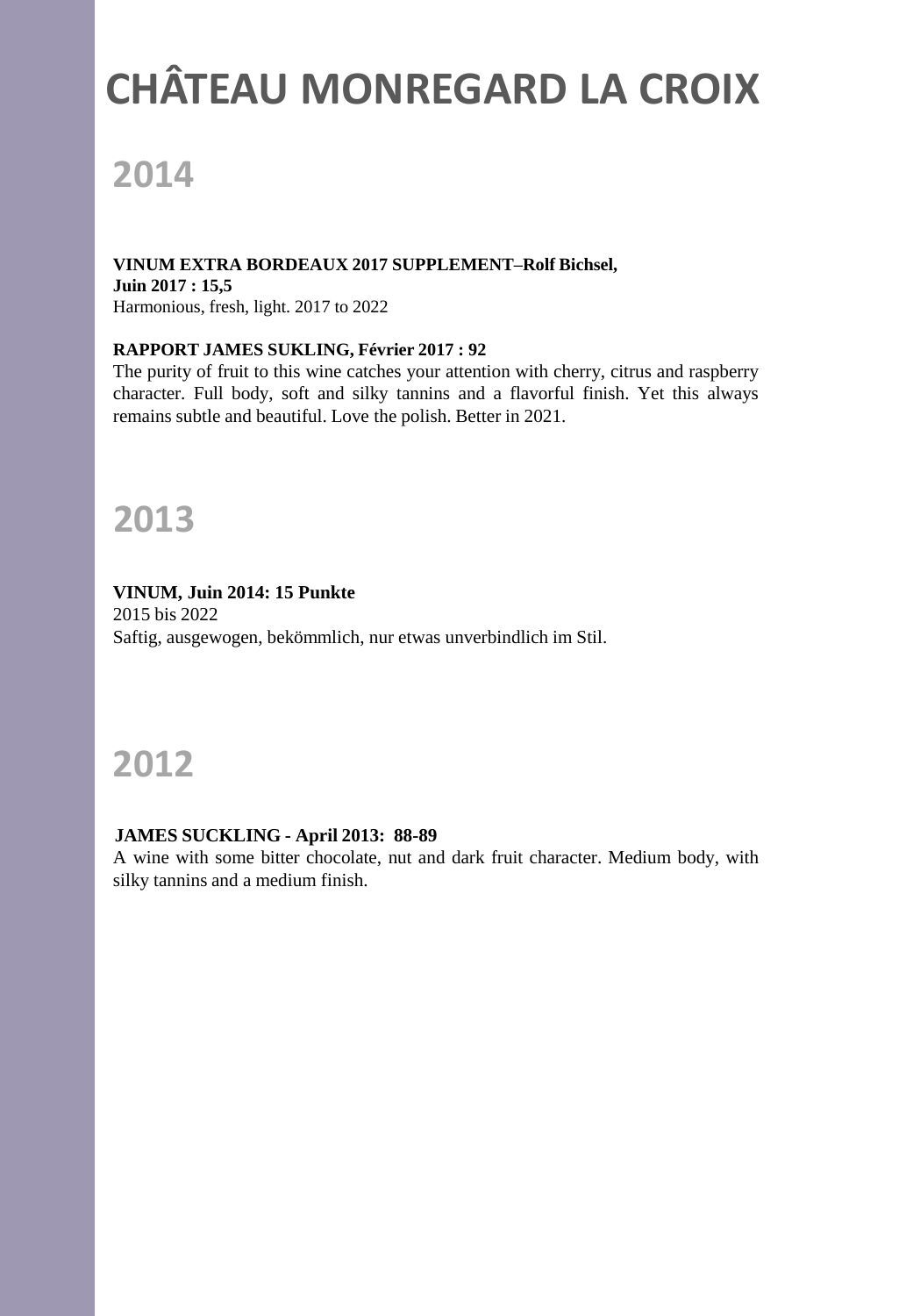# CHÂTEAU MONREGARD LA CROIX

## 2014

**VINUM EXTRA BORDEAUX 2017 SUPPLEMENT–Rolf Bichsel, Juin 2017 : 15,5**
Harmonious, fresh, light. 2017 to 2022

**RAPPORT JAMES SUKLING, Février 2017 : 92**
The purity of fruit to this wine catches your attention with cherry, citrus and raspberry character. Full body, soft and silky tannins and a flavorful finish. Yet this always remains subtle and beautiful. Love the polish. Better in 2021.

## 2013

**VINUM, Juin 2014: 15 Punkte**
2015 bis 2022
Saftig, ausgewogen, bekömmlich, nur etwas unverbindlich im Stil.

## 2012

**JAMES SUCKLING - April 2013: 88-89**
A wine with some bitter chocolate, nut and dark fruit character. Medium body, with silky tannins and a medium finish.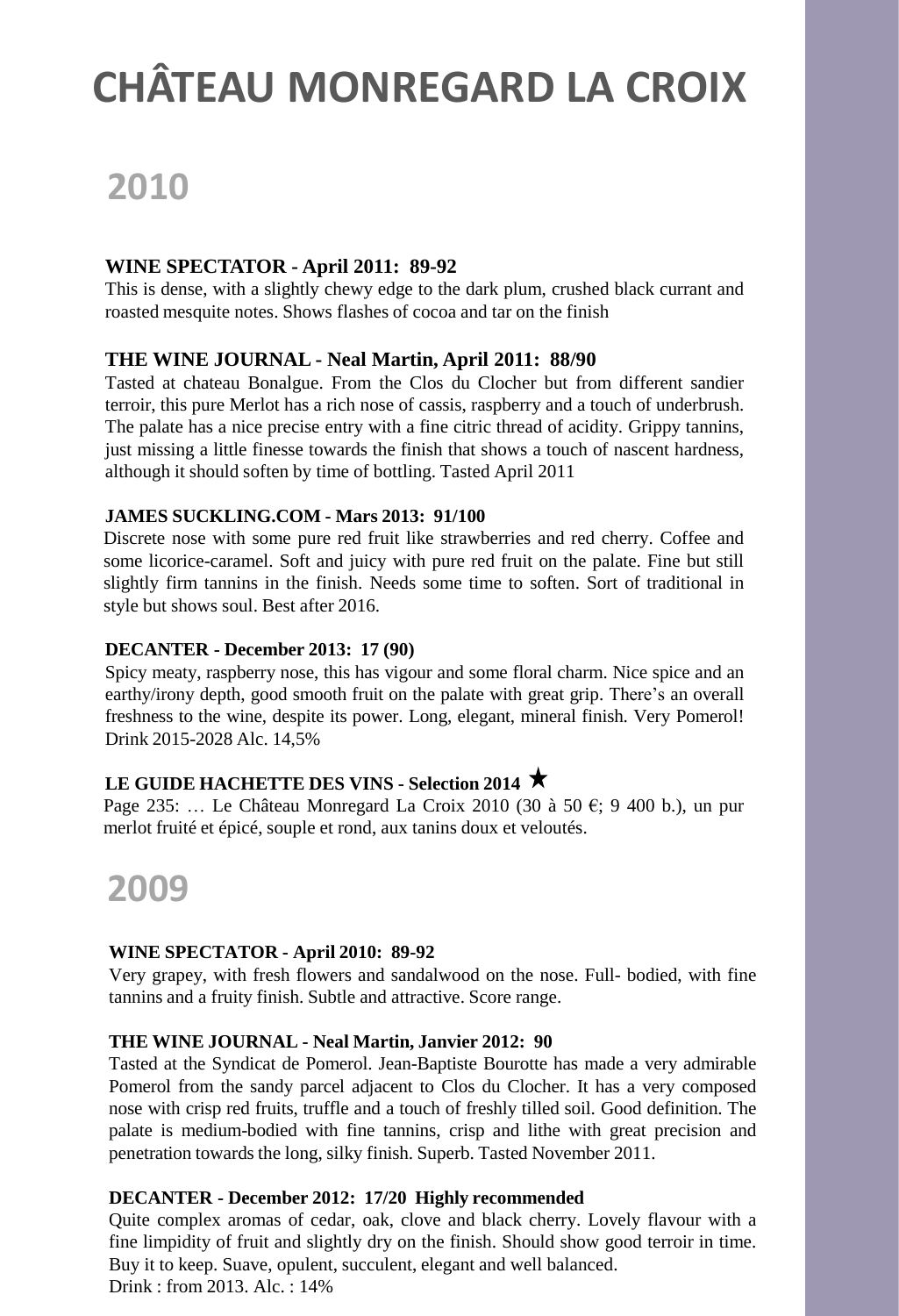# CHÂTEAU MONREGARD LA CROIX

## 2010

**WINE SPECTATOR - April 2011: 89-92**

This is dense, with a slightly chewy edge to the dark plum, crushed black currant and roasted mesquite notes. Shows flashes of cocoa and tar on the finish

**THE WINE JOURNAL - Neal Martin, April 2011: 88/90**

Tasted at chateau Bonalgue. From the Clos du Clocher but from different sandier terroir, this pure Merlot has a rich nose of cassis, raspberry and a touch of underbrush. The palate has a nice precise entry with a fine citric thread of acidity. Grippy tannins, just missing a little finesse towards the finish that shows a touch of nascent hardness, although it should soften by time of bottling. Tasted April 2011

**JAMES SUCKLING.COM - Mars 2013: 91/100**

Discrete nose with some pure red fruit like strawberries and red cherry. Coffee and some licorice-caramel. Soft and juicy with pure red fruit on the palate. Fine but still slightly firm tannins in the finish. Needs some time to soften. Sort of traditional in style but shows soul. Best after 2016.

**DECANTER - December 2013: 17 (90)**

Spicy meaty, raspberry nose, this has vigour and some floral charm. Nice spice and an earthy/irony depth, good smooth fruit on the palate with great grip. There's an overall freshness to the wine, despite its power. Long, elegant, mineral finish. Very Pomerol! Drink 2015-2028 Alc. 14,5%

**LE GUIDE HACHETTE DES VINS - Selection 2014 ★**

Page 235: … Le Château Monregard La Croix 2010 (30 à 50 €; 9 400 b.), un pur merlot fruité et épicé, souple et rond, aux tanins doux et veloutés.

## 2009

**WINE SPECTATOR - April 2010: 89-92**

Very grapey, with fresh flowers and sandalwood on the nose. Full- bodied, with fine tannins and a fruity finish. Subtle and attractive. Score range.

**THE WINE JOURNAL - Neal Martin, Janvier 2012: 90**

Tasted at the Syndicat de Pomerol. Jean-Baptiste Bourotte has made a very admirable Pomerol from the sandy parcel adjacent to Clos du Clocher. It has a very composed nose with crisp red fruits, truffle and a touch of freshly tilled soil. Good definition. The palate is medium-bodied with fine tannins, crisp and lithe with great precision and penetration towards the long, silky finish. Superb. Tasted November 2011.

**DECANTER - December 2012: 17/20 Highly recommended**

Quite complex aromas of cedar, oak, clove and black cherry. Lovely flavour with a fine limpidity of fruit and slightly dry on the finish. Should show good terroir in time. Buy it to keep. Suave, opulent, succulent, elegant and well balanced.
Drink : from 2013. Alc. : 14%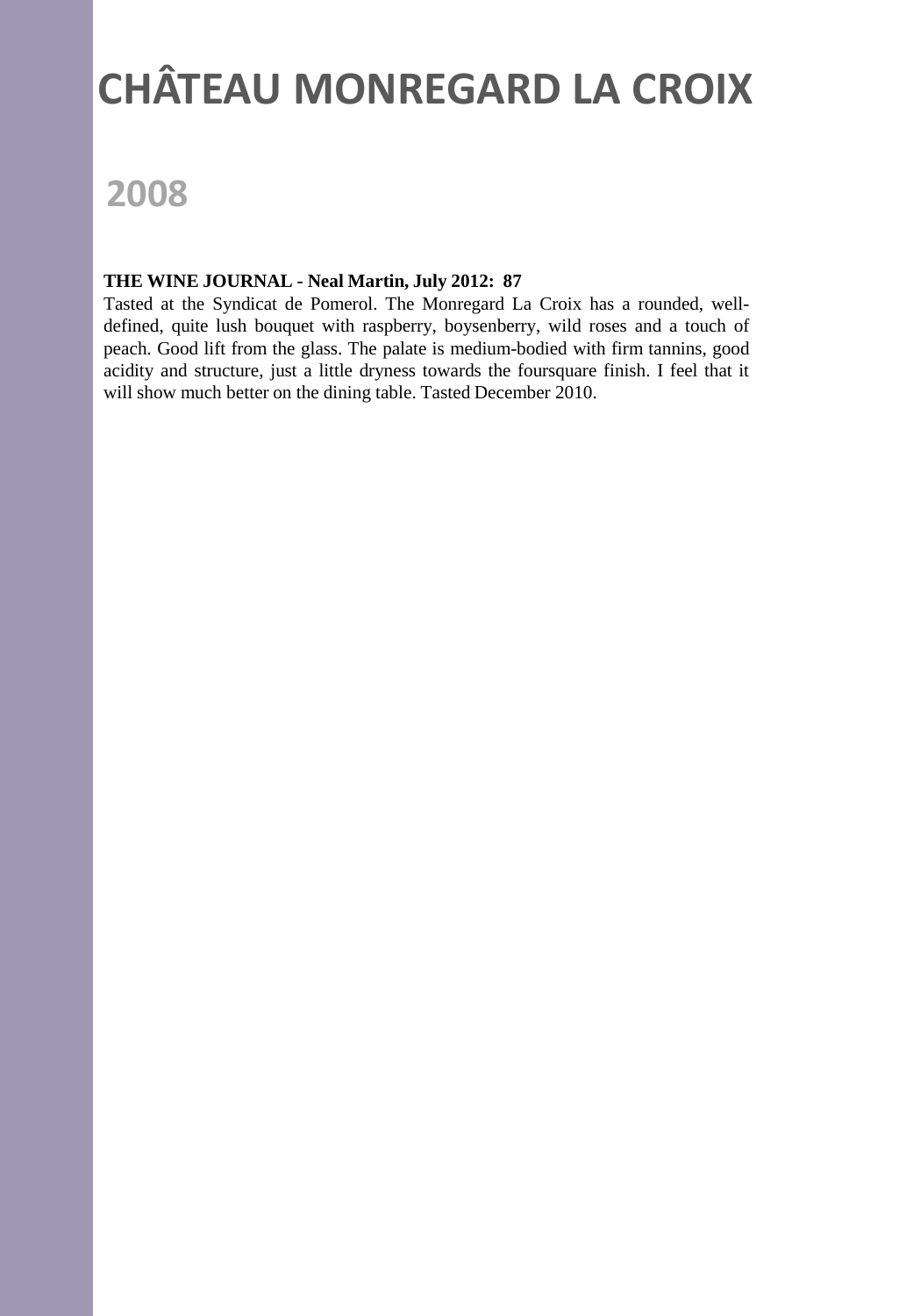# CHÂTEAU MONREGARD LA CROIX

## 2008

**THE WINE JOURNAL - Neal Martin, July 2012: 87**

Tasted at the Syndicat de Pomerol. The Monregard La Croix has a rounded, well-defined, quite lush bouquet with raspberry, boysenberry, wild roses and a touch of peach. Good lift from the glass. The palate is medium-bodied with firm tannins, good acidity and structure, just a little dryness towards the foursquare finish. I feel that it will show much better on the dining table. Tasted December 2010.